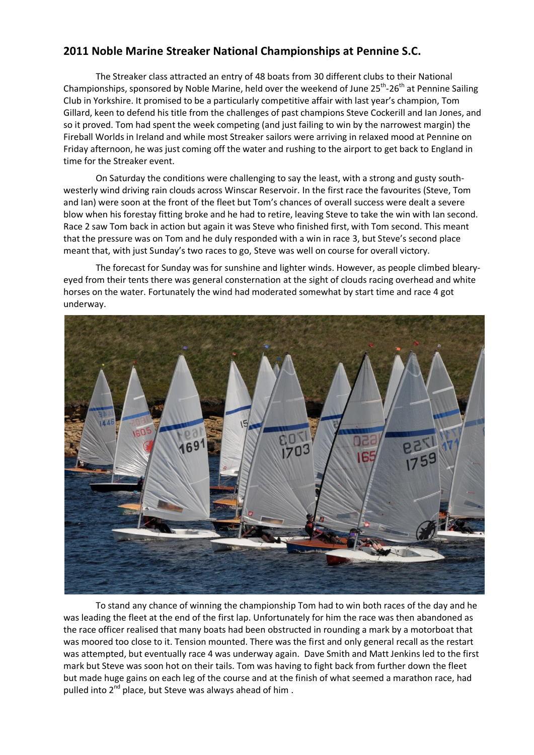## 2011 Noble Marine Streaker National Championships at Pennine S.C.

The Streaker class attracted an entry of 48 boats from 30 different clubs to their National Championships, sponsored by Noble Marine, held over the weekend of June 25th-26th at Pennine Sailing Club in Yorkshire. It promised to be a particularly competitive affair with last year's champion, Tom Gillard, keen to defend his title from the challenges of past champions Steve Cockerill and Ian Jones, and so it proved. Tom had spent the week competing (and just failing to win by the narrowest margin) the Fireball Worlds in Ireland and while most Streaker sailors were arriving in relaxed mood at Pennine on Friday afternoon, he was just coming off the water and rushing to the airport to get back to England in time for the Streaker event.

On Saturday the conditions were challenging to say the least, with a strong and gusty south-westerly wind driving rain clouds across Winscar Reservoir. In the first race the favourites (Steve, Tom and Ian) were soon at the front of the fleet but Tom's chances of overall success were dealt a severe blow when his forestay fitting broke and he had to retire, leaving Steve to take the win with Ian second. Race 2 saw Tom back in action but again it was Steve who finished first, with Tom second. This meant that the pressure was on Tom and he duly responded with a win in race 3, but Steve's second place meant that, with just Sunday's two races to go, Steve was well on course for overall victory.

The forecast for Sunday was for sunshine and lighter winds. However, as people climbed bleary-eyed from their tents there was general consternation at the sight of clouds racing overhead and white horses on the water. Fortunately the wind had moderated somewhat by start time and race 4 got underway.

To stand any chance of winning the championship Tom had to win both races of the day and he was leading the fleet at the end of the first lap. Unfortunately for him the race was then abandoned as the race officer realised that many boats had been obstructed in rounding a mark by a motorboat that was moored too close to it. Tension mounted. There was the first and only general recall as the restart was attempted, but eventually race 4 was underway again. Dave Smith and Matt Jenkins led to the first mark but Steve was soon hot on their tails. Tom was having to fight back from further down the fleet but made huge gains on each leg of the course and at the finish of what seemed a marathon race, had pulled into 2nd place, but Steve was always ahead of him .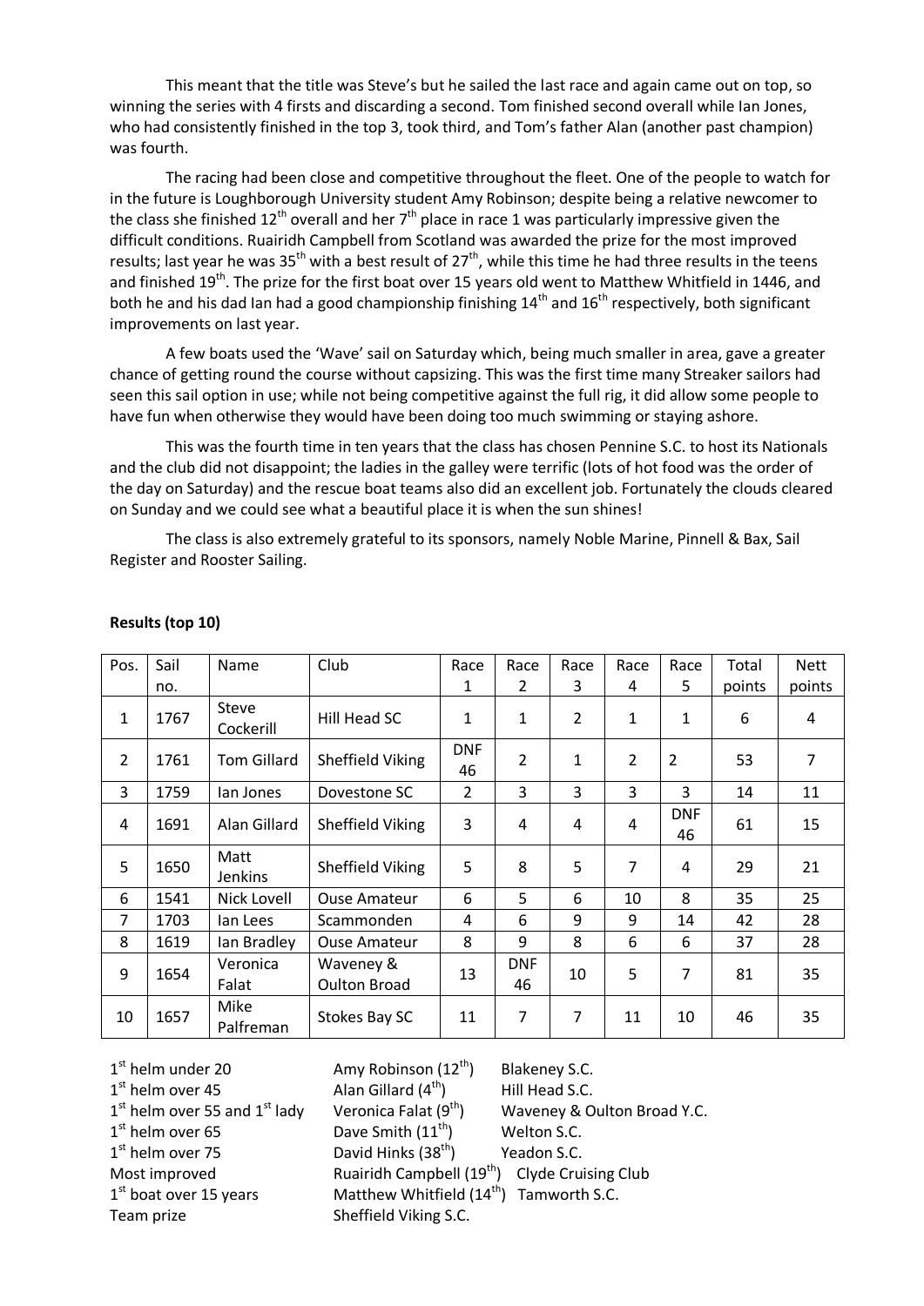This meant that the title was Steve's but he sailed the last race and again came out on top, so winning the series with 4 firsts and discarding a second. Tom finished second overall while Ian Jones, who had consistently finished in the top 3, took third, and Tom's father Alan (another past champion) was fourth.

The racing had been close and competitive throughout the fleet. One of the people to watch for in the future is Loughborough University student Amy Robinson; despite being a relative newcomer to the class she finished 12th overall and her 7th place in race 1 was particularly impressive given the difficult conditions. Ruairidh Campbell from Scotland was awarded the prize for the most improved results; last year he was 35th with a best result of 27th, while this time he had three results in the teens and finished 19th. The prize for the first boat over 15 years old went to Matthew Whitfield in 1446, and both he and his dad Ian had a good championship finishing 14th and 16th respectively, both significant improvements on last year.

A few boats used the 'Wave' sail on Saturday which, being much smaller in area, gave a greater chance of getting round the course without capsizing. This was the first time many Streaker sailors had seen this sail option in use; while not being competitive against the full rig, it did allow some people to have fun when otherwise they would have been doing too much swimming or staying ashore.

This was the fourth time in ten years that the class has chosen Pennine S.C. to host its Nationals and the club did not disappoint; the ladies in the galley were terrific (lots of hot food was the order of the day on Saturday) and the rescue boat teams also did an excellent job. Fortunately the clouds cleared on Sunday and we could see what a beautiful place it is when the sun shines!

The class is also extremely grateful to its sponsors, namely Noble Marine, Pinnell & Bax, Sail Register and Rooster Sailing.

**Results (top 10)**

| Pos. | Sail no. | Name | Club | Race 1 | Race 2 | Race 3 | Race 4 | Race 5 | Total points | Nett points |
|---|---|---|---|---|---|---|---|---|---|---|
| 1 | 1767 | Steve Cockerill | Hill Head SC | 1 | 1 | 2 | 1 | 1 | 6 | 4 |
| 2 | 1761 | Tom Gillard | Sheffield Viking | DNF 46 | 2 | 1 | 2 | 2 | 53 | 7 |
| 3 | 1759 | Ian Jones | Dovestone SC | 2 | 3 | 3 | 3 | 3 | 14 | 11 |
| 4 | 1691 | Alan Gillard | Sheffield Viking | 3 | 4 | 4 | 4 | DNF 46 | 61 | 15 |
| 5 | 1650 | Matt Jenkins | Sheffield Viking | 5 | 8 | 5 | 7 | 4 | 29 | 21 |
| 6 | 1541 | Nick Lovell | Ouse Amateur | 6 | 5 | 6 | 10 | 8 | 35 | 25 |
| 7 | 1703 | Ian Lees | Scammonden | 4 | 6 | 9 | 9 | 14 | 42 | 28 |
| 8 | 1619 | Ian Bradley | Ouse Amateur | 8 | 9 | 8 | 6 | 6 | 37 | 28 |
| 9 | 1654 | Veronica Falat | Waveney & Oulton Broad | 13 | DNF 46 | 10 | 5 | 7 | 81 | 35 |
| 10 | 1657 | Mike Palfreman | Stokes Bay SC | 11 | 7 | 7 | 11 | 10 | 46 | 35 |

| | | |
|---|---|---|
| 1st helm under 20 | Amy Robinson (12th) | Blakeney S.C. |
| 1st helm over 45 | Alan Gillard (4th) | Hill Head S.C. |
| 1st helm over 55 and 1st lady | Veronica Falat (9th) | Waveney & Oulton Broad Y.C. |
| 1st helm over 65 | Dave Smith (11th) | Welton S.C. |
| 1st helm over 75 | David Hinks (38th) | Yeadon S.C. |
| Most improved | Ruairidh Campbell (19th) | Clyde Cruising Club |
| 1st boat over 15 years | Matthew Whitfield (14th) | Tamworth S.C. |
| Team prize | Sheffield Viking S.C. | |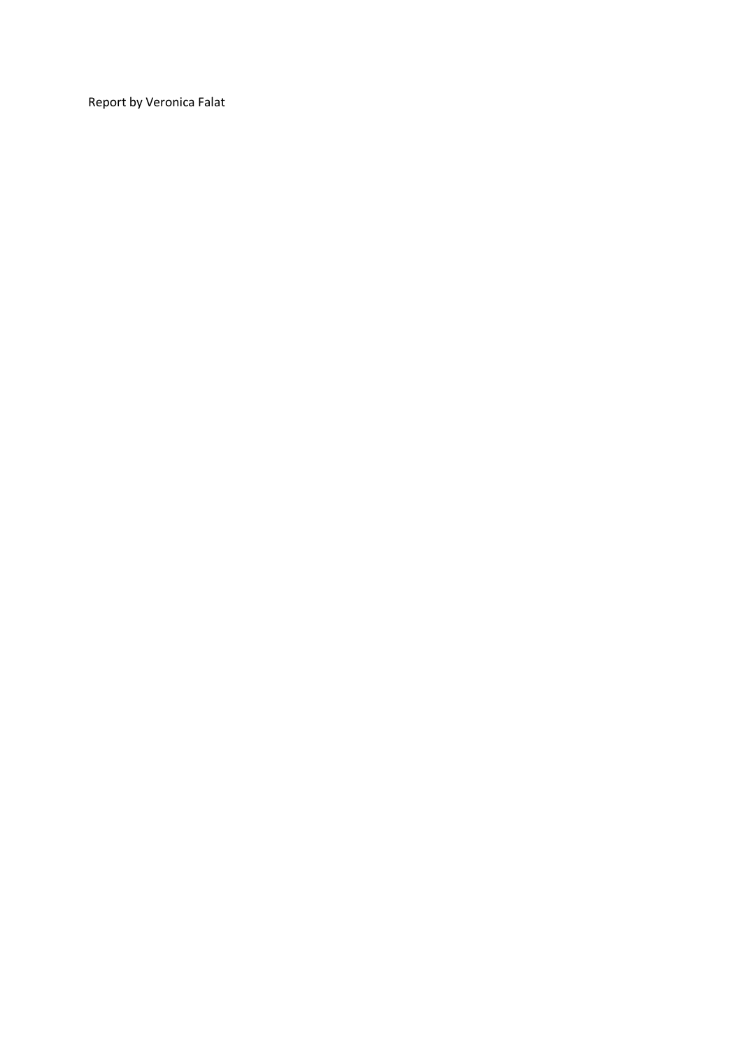Report by Veronica Falat